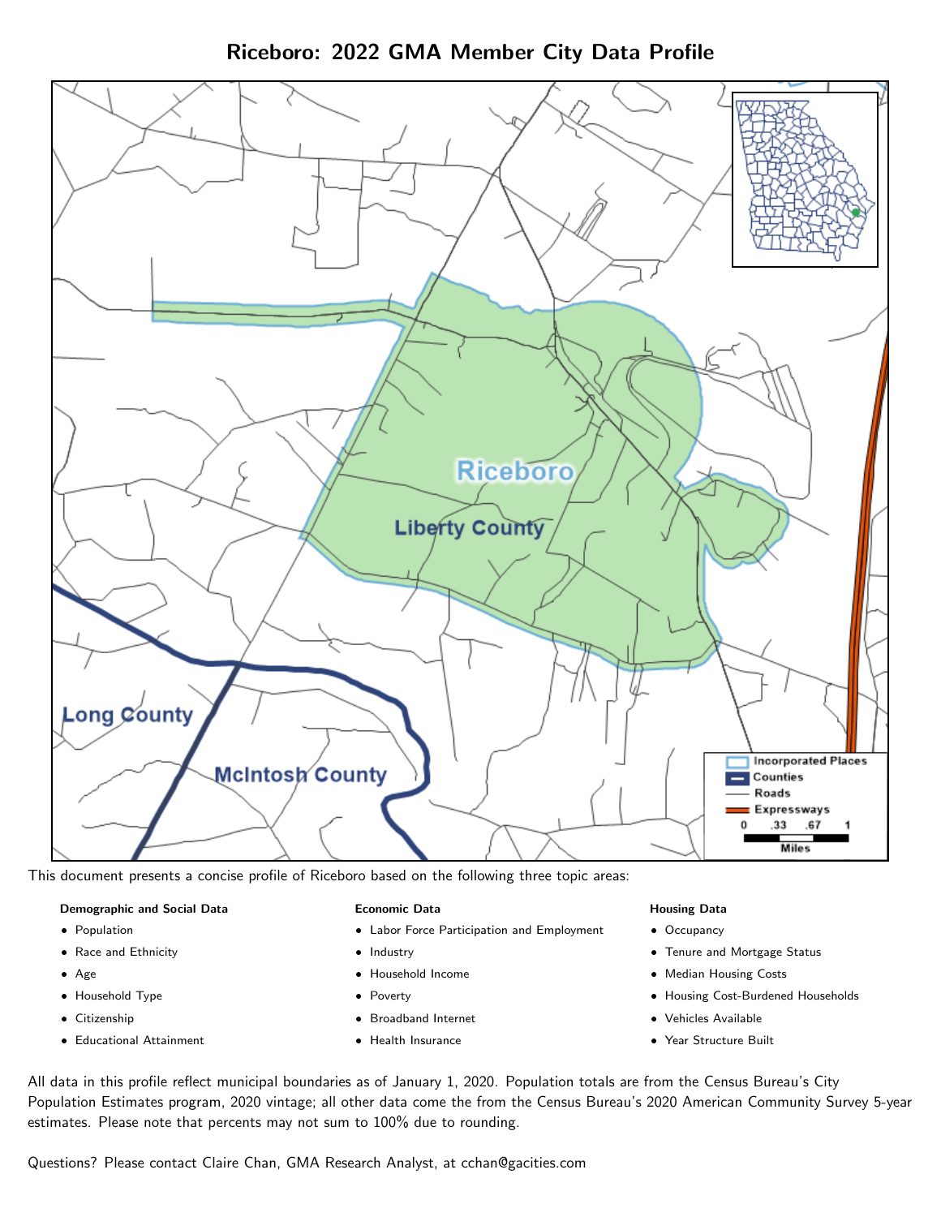# Riceboro: 2022 GMA Member City Data Profile

This document presents a concise profile of Riceboro based on the following three topic areas:

**Demographic and Social Data**

- Population
- Race and Ethnicity
- Age
- Household Type
- Citizenship
- Educational Attainment

**Economic Data**

- Labor Force Participation and Employment
- Industry
- Household Income
- Poverty
- Broadband Internet
- Health Insurance

**Housing Data**

- Occupancy
- Tenure and Mortgage Status
- Median Housing Costs
- Housing Cost-Burdened Households
- Vehicles Available
- Year Structure Built

All data in this profile reflect municipal boundaries as of January 1, 2020. Population totals are from the Census Bureau's City Population Estimates program, 2020 vintage; all other data come the from the Census Bureau's 2020 American Community Survey 5-year estimates. Please note that percents may not sum to 100% due to rounding.

Questions? Please contact Claire Chan, GMA Research Analyst, at cchan@gacities.com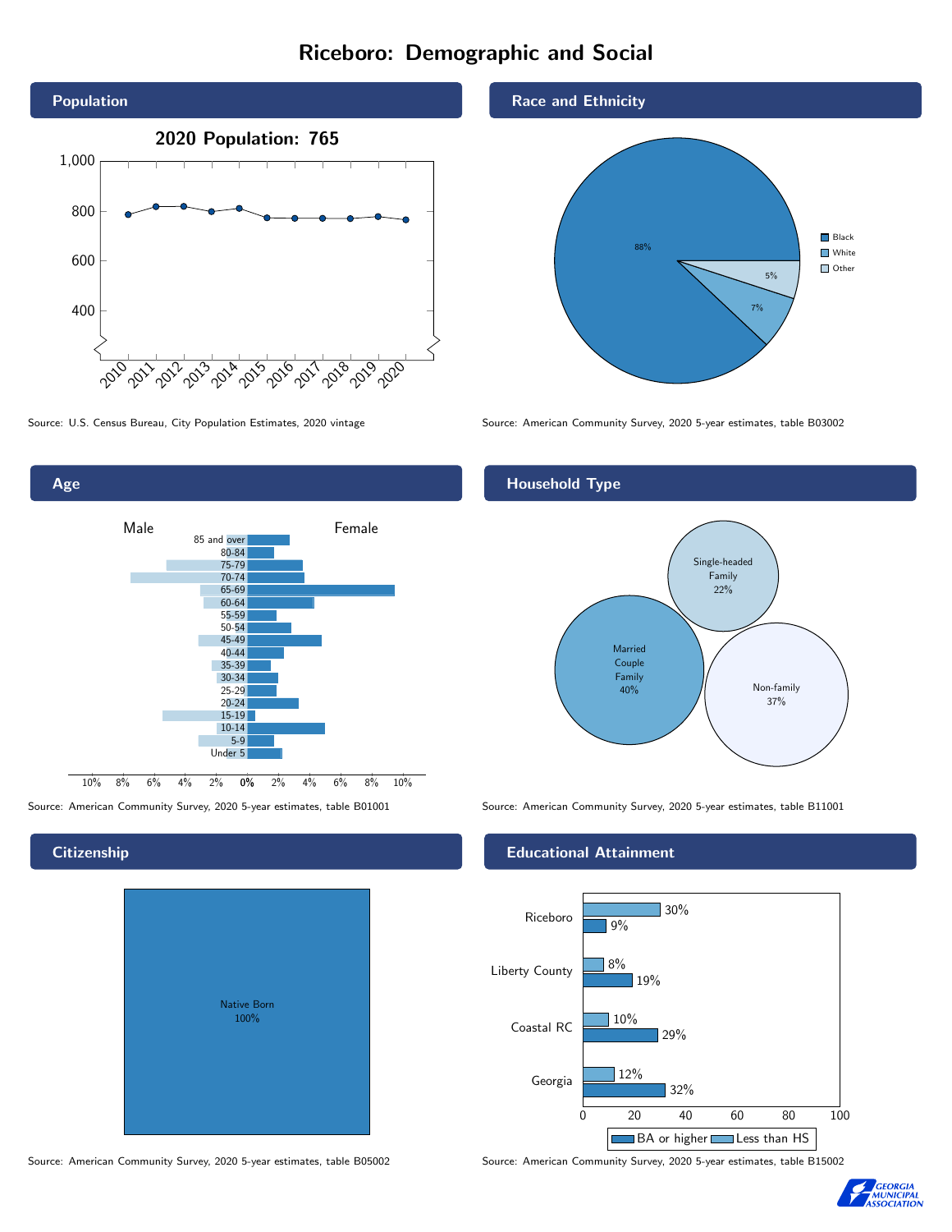# Riceboro: Demographic and Social

## Population

2020 Population: 765

Source: U.S. Census Bureau, City Population Estimates, 2020 vintage

## Race and Ethnicity

| Race | Percent |
|---|---|
| Black | 88% |
| White | 7% |
| Other | 5% |

Source: American Community Survey, 2020 5-year estimates, table B03002

## Age

Male / Female

Source: American Community Survey, 2020 5-year estimates, table B01001

## Household Type

| Household Type | Percent |
|---|---|
| Married Couple Family | 40% |
| Single-headed Family | 22% |
| Non-family | 37% |

Source: American Community Survey, 2020 5-year estimates, table B11001

## Citizenship

Native Born 100%

Source: American Community Survey, 2020 5-year estimates, table B05002

## Educational Attainment

| | Less than HS | BA or higher |
|---|---|---|
| Riceboro | 30% | 9% |
| Liberty County | 8% | 19% |
| Coastal RC | 10% | 29% |
| Georgia | 12% | 32% |

Source: American Community Survey, 2020 5-year estimates, table B15002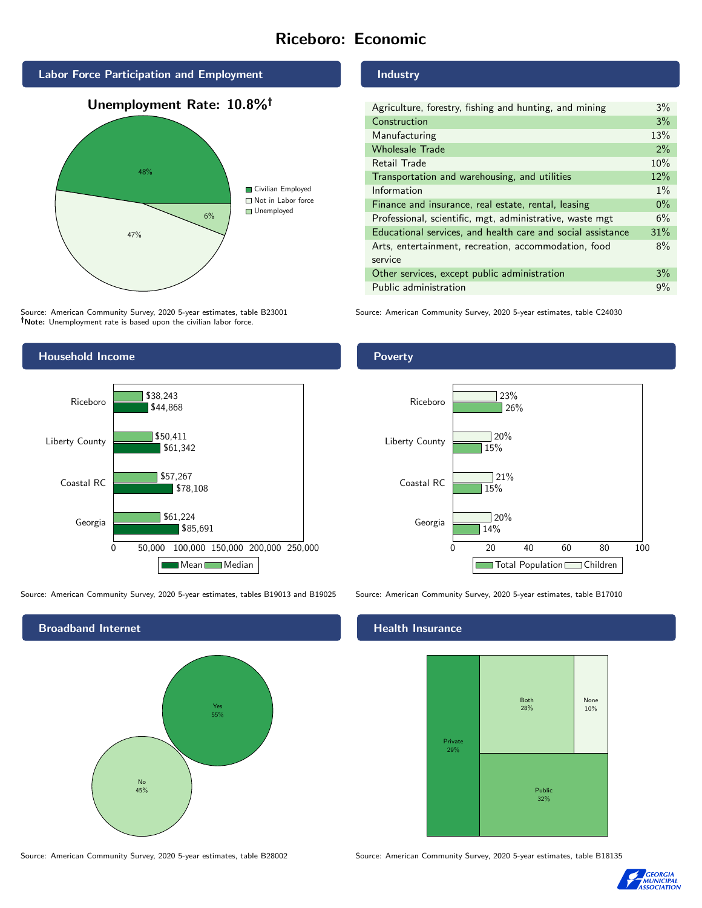# Riceboro: Economic

## Labor Force Participation and Employment

**Unemployment Rate: 10.8%†**

| Category | Percent |
|---|---|
| Civilian Employed | 48% |
| Not in Labor force | 47% |
| Unemployed | 6% |

Source: American Community Survey, 2020 5-year estimates, table B23001
**†Note:** Unemployment rate is based upon the civilian labor force.

## Industry

| Industry | Percent |
|---|---|
| Agriculture, forestry, fishing and hunting, and mining | 3% |
| Construction | 3% |
| Manufacturing | 13% |
| Wholesale Trade | 2% |
| Retail Trade | 10% |
| Transportation and warehousing, and utilities | 12% |
| Information | 1% |
| Finance and insurance, real estate, rental, leasing | 0% |
| Professional, scientific, mgt, administrative, waste mgt | 6% |
| Educational services, and health care and social assistance | 31% |
| Arts, entertainment, recreation, accommodation, food service | 8% |
| Other services, except public administration | 3% |
| Public administration | 9% |

Source: American Community Survey, 2020 5-year estimates, table C24030

## Household Income

| Area | Median | Mean |
|---|---|---|
| Riceboro | $38,243 | $44,868 |
| Liberty County | $50,411 | $61,342 |
| Coastal RC | $57,267 | $78,108 |
| Georgia | $61,224 | $85,691 |

Source: American Community Survey, 2020 5-year estimates, tables B19013 and B19025

## Poverty

| Area | Children | Total Population |
|---|---|---|
| Riceboro | 23% | 26% |
| Liberty County | 20% | 15% |
| Coastal RC | 21% | 15% |
| Georgia | 20% | 14% |

Source: American Community Survey, 2020 5-year estimates, table B17010

## Broadband Internet

| Response | Percent |
|---|---|
| Yes | 55% |
| No | 45% |

Source: American Community Survey, 2020 5-year estimates, table B28002

## Health Insurance

| Type | Percent |
|---|---|
| Private | 29% |
| Both | 28% |
| None | 10% |
| Public | 32% |

Source: American Community Survey, 2020 5-year estimates, table B18135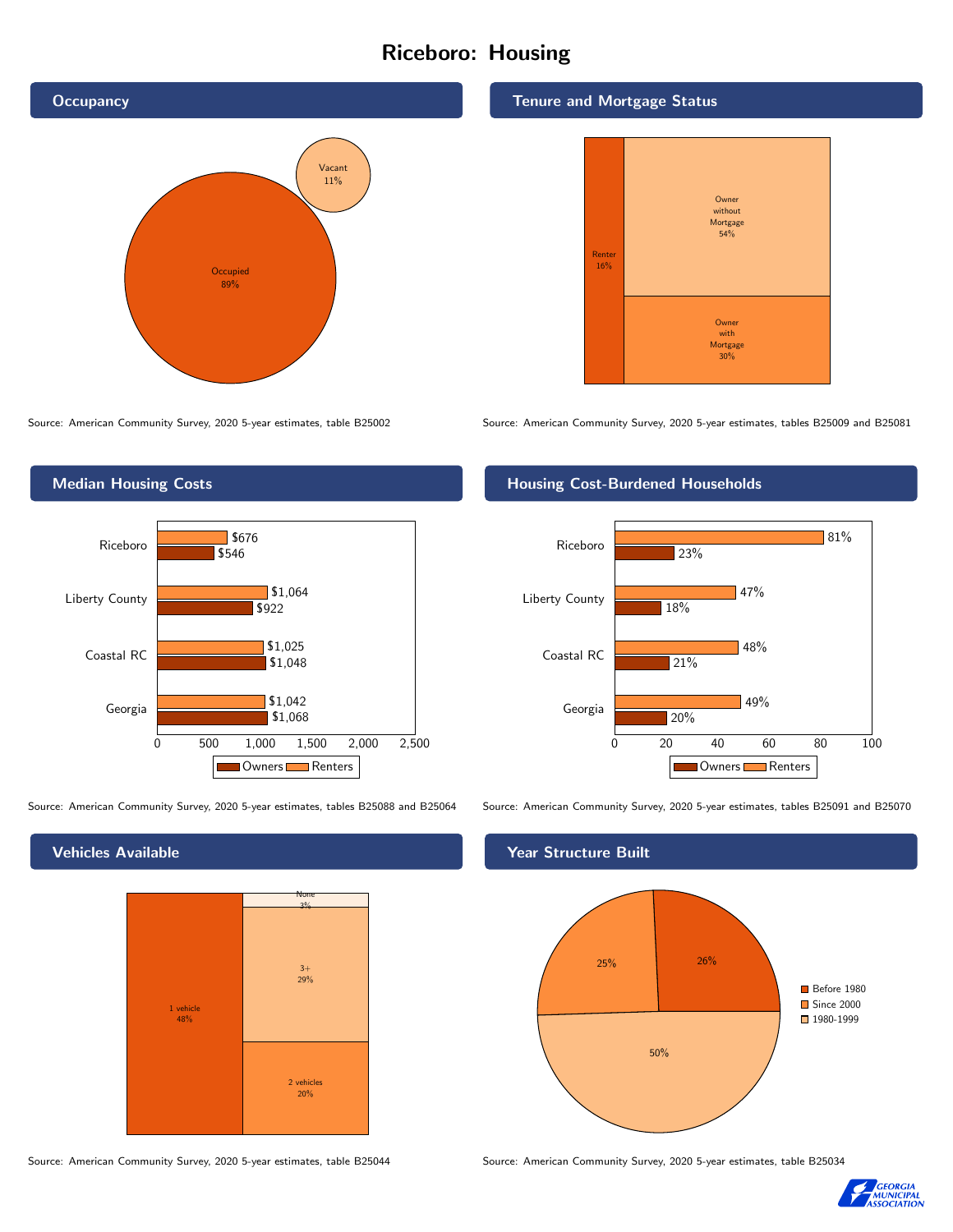# Riceboro: Housing

## Occupancy

Vacant
11%

Occupied
89%

Source: American Community Survey, 2020 5-year estimates, table B25002

## Tenure and Mortgage Status

Renter
16%

Owner
without
Mortgage
54%

Owner
with
Mortgage
30%

Source: American Community Survey, 2020 5-year estimates, tables B25009 and B25081

## Median Housing Costs

Riceboro
$676
$546

Liberty County
$1,064
$922

Coastal RC
$1,025
$1,048

Georgia
$1,042
$1,068

0 500 1,000 1,500 2,000 2,500

Owners Renters

Source: American Community Survey, 2020 5-year estimates, tables B25088 and B25064

## Housing Cost-Burdened Households

Riceboro
81%
23%

Liberty County
47%
18%

Coastal RC
48%
21%

Georgia
49%
20%

0 20 40 60 80 100

Owners Renters

Source: American Community Survey, 2020 5-year estimates, tables B25091 and B25070

## Vehicles Available

None
3%

3+
29%

1 vehicle
48%

2 vehicles
20%

Source: American Community Survey, 2020 5-year estimates, table B25044

## Year Structure Built

26%

25%

50%

Before 1980
Since 2000
1980-1999

Source: American Community Survey, 2020 5-year estimates, table B25034